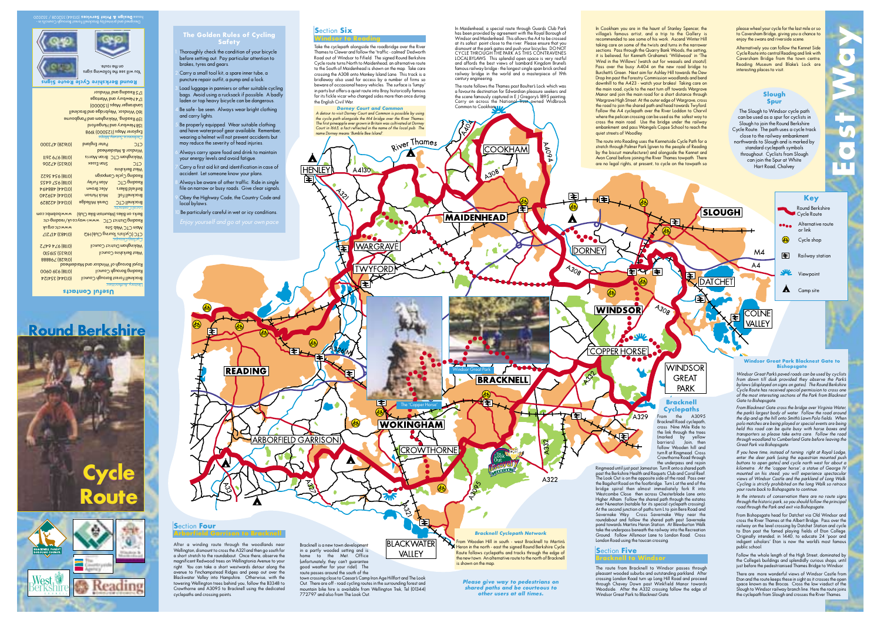# Round Berkshire Cycle Route

## East Way

## Useful Contacts

*Unitary Authorities*

Bracknell Forest Borough Council (01344) 354124
Reading Borough Council (0118) 939 0900
Royal Borough of Windsor and Maidenhead (01628) 798888
West Berkshire Council (01635) 519510
Wokingham District Council (0118) 974 6472

*Cycling Groups*

CTC (Cyclists Touring Club) HQ (01483) 417217
Main CTC Web Site www.ctc.org.uk
Reading District CTC www.i-way.co.uk/reading-ctc
Berks on Bikes (Mountain Bike Club) www.bobmbc.com

*Local Contacts*

Bracknell CTC Derek Millership (01344) 422829
Bracknell Fed Mick Hutson (01344) 452240
Binfield Bikers Alec Brown (01344) 488494
Reading CTC Alan Furley (0118) 957 6455
Reading Cycle Campaign (0118) 954 5625
West Berkshire Stan Essex (01635) 47206
CTC Wokingham CTC Brian Morris (0118) 976 2111
Windsor & Maidenhead
CTC Peter England (01628) 473300

*Ordnance Survey Maps*

Explorer Maps (1:25000) 1986
158 Newbury and Hungerford
159 Reading, Wokingham and Pangbourne
160 Windsor, Weybridge and Bracknell
Landranger Maps (1:50000)
174 Newbury and Wantage
175 Reading and Windsor

## Round Berkshire Cycle Route Signs

You will see the following signs on the route.

Designed and printed by Bracknell Forest Borough Council's in-house Design & Print Services (01344) 352038 / 352020

## The Golden Rules of Cycling Safety

1. Thoroughly check the condition of your bicycle before setting out. Pay particular attention to brakes, tyres and gears.
2. Carry a small tool kit, a spare inner tube, a puncture repair outfit, a pump and a lock.
3. Load luggage in panniers or other suitable cycling bags. Avoid using a rucksack if possible. A badly laden or top heavy bicycle can be dangerous.
4. Be safe - be seen. Always wear bright clothing and carry lights.
5. Be properly equipped. Wear suitable clothing and have waterproof gear available. Remember, wearing a helmet will not prevent accidents but may reduce the severity of head injuries.
6. Always carry plenty of food and drink to maintain your energy levels and avoid fatigue.
7. Carry a first aid kit and identification in case of accident. Let someone know your plans.
8. Always be aware of other traffic. Ride in single file on narrow or busy roads. Give clear signals.
9. Obey the Highway Code, the Country Code and local bylaws.
10. Be particularly careful in wet or icy conditions.

*Enjoy yourself and go at your own pace*

## Section Four
### Arborfield Garrison to Bracknell

After a winding route through the woodlands near Wellington, dismount to cross the A321and then go south for a short stretch to the roundabout. Once there, observe the magnificent Redwood trees on Wellingtonia Avenue to your right. You can take a short westwards detour along the avenue to Finchampstead Ridges and peep out over the Blackwater Valley into Hampshire. Otherwise, with the towering Wellington trees behind you, follow the B3348 to Crowthorne and A3095 to Bracknell using the dedicated cyclepaths and crossing points.

Bracknell is a new town development in a partly wooded setting and is home to the Met Office (unfortunately, they can't guarantee good weather for your ride!). The route passes around the south of the town crossing close to Caesar's Camp Iron Age Hillfort and The Look Out. There are off-road cycling routes in the surrounding forest and mountain bike hire is available from Wellington Trek, Tel (01344) 772797 and also from The Look Out.

## Section Six
### Windsor to Reading

Take the cyclepath alongside the roadbridge over the River Thames to Clewer and follow the 'traffic-calmed' Dedworth Road out of Windsor to Fifield. The signed Round Berkshire Cycle route turns North to Maidenhead, an alternative route to the South of Maidenhead is shown on the map. Take care crossing the A308 onto Monkey Island Lane. This track is a bridleway also used for access by a number of firms so beware of occasional heavy vehicles. The surface is 'lumpy' in parts but offers a quiet route into Bray, historically famous for its fickle vicar who changed sides more than once during the English Civil War.

### Dorney Court and Common

*A detour to visit Dorney Court and Common is possible by using the cycle path alongside the M4 bridge over the River Thames. The first pineapple ever grown in Britain was cultivated at Dorney Court in 1665, a fact reflected in the name of the local pub. The name Dorney means 'Bumble Bee Island'.*

In Maidenhead, a special route through Guards Club Park has been provided by agreement with the Royal Borough of Windsor and Maidenhead. This allows the A4 to be crossed at its safest point close to the river. Please ensure that you dismount at the park gates and push your bicycles. DO NOT CYCLE THROUGH THE PARK AS THIS CONTRAVENES LOCAL BYLAWS. This splendid open space is very restful and affords the best views of Isambard Kingdom Brunel's famous railway bridge - the longest single span brick arched railway bridge in the world and a masterpiece of 19th century engineering.

The route follows the Thames past Boulter's Lock which was a favourite destination for Edwardian pleasure seekers and the scene famously captured in E J Gregory's 1895 painting. Carry on across the National Trust owned Widbrook Common to Cookham.

In Cookham you are in the haunt of Stanley Spencer, the village's famous artist, and a visit to the Gallery is recommended to see some of his work. Ascend Winter Hill taking care on some of the twists and turns in the narrower sections. Pass through the Quarry Bank Woods, the setting, it is believed, for Kenneth Grahame's 'Wildwood' in 'The Wind in the Willows' (watch out for weasels and stoats!). Pass over the busy A404 on the new road bridge to Burchett's Green. Next aim for Ashley Hill towards the Dew Drop Inn past the Forestry Commission woodlands and bend downhill to the A423 - watch your brakes! Taking care on the main road, cycle to the next turn off towards Wargrave Manor and join the main road for a short distance through Wargrave High Street. At the outer edge of Wargrave, cross the road to join the shared path and head towards Twyford. Follow the A4 cyclepath over the River Loddon to Charvil where the pelican crossing can be used as the safest way to cross the main road. Use the bridge under the railway embankment and pass Waingels Copse School to reach the quiet streets of Woodley.

The route into Reading uses the Kennetside Cycle Path for a stretch through Palmer Park (given to the people of Reading by the biscuit manufacturer) and alongside the Kennet and Avon Canal before joining the River Thames towpath. There are no legal rights, at present, to cycle on the towpath so please wheel your cycle for the last mile or so to Caversham Bridge, giving you a chance to enjoy the swans and riverside scene.

Alternatively you can follow the Kennet Side Cycle Route into central Reading and link with Caversham Bridge from the town centre. Reading Museum and Blake's Lock are interesting places to visit.

## Slough Spur

The Slough to Windsor cycle path can be used as a spur for cyclists in Slough to join the Round Berkshire Cycle Route. The path uses a cycle track close to the railway embankment northwards to Slough and is marked by standard cyclepath symbols throughout. Cyclists from Slough can join the Spur at White Hart Road, Chalvey.

## Key

- Round Berkshire Cycle Route
- Alternative route or link
- Cycle shop
- Railway station
- Viewpoint
- Camp site

River Thames

Windsor Great Park

The 'Copper Horse'

## Bracknell Cyclepaths

From the A3095 Bracknell Road cyclepath, cross Nine Mile Ride to the link through the trees (marked by yellow barriers). Join, then follow Wooden hill and turn R at Ringmead. Cross Crowthorne Road through the underpass and rejoin Ringmead until just past Jameston. Turn R onto a shared path past the Berkshire Health and Raquets Club and Coral Reef. The Look Out is on the opposite side of the road. Pass over the Bagshot Road on the footbridge. Turn L at the end of the bridge spiral then almost immediately fork R into Westcombe Close then across Chesterblade Lane onto Higher Alham. Follow the shared path through the estates over Nuneaton (notable for its special cyclepath crossing). At the second junction of paths turn L to join Bere Road and Savernake Way. Cross Savernake Way near the roundabout and follow the shared path past Savernake pond towards Martins Heron Station. At Blewburton Walk take the underpass beneath the railway into the Recreation Ground. Follow Allsmoor Lane to London Road. Cross London Road using the toucan crossing.

### Bracknell Cyclepath Network

From Wooden Hill in south - west Bracknell to Martin's Heron in the north - east the signed Round Berkshire Cycle Route follows cyclepaths and tracks through the edge of the new town. An alternative route to the north of Bracknell is shown on the map.

***Please give way to pedestrians on shared paths and be courteous to other users at all times.***

## Section Five
### Bracknell to Windsor

The route from Bracknell to Windsor passes through pleasant wooded suburbs and outstanding parkland. After crossing London Road turn up Long Hill Road and proceed through Chavey Down past Winkfield Manor towards Woodside. After the A332 crossing follow the edge of Windsor Great Park to Blacknest Gate.

## Windsor Great Park Blacknest Gate to Bishopsgate

*Windsor Great Park's paved roads can be used by cyclists from dawn till dusk provided they observe the Park's bylaws (displayed on signs on gates). The Round Berkshire Cycle Route has received special permission to cross one of the most interesting sections of the Park from Blacknest Gate to Bishopsgate.*

*From Blacknest Gate cross the bridge over Virginia Water, the park's largest body of water. Follow the road around the dip and up the hill onto Smith's Lawn Polo fields. When polo matches are being played or special events are being held this road can be quite busy with horse boxes and transporters so please take extra care. Follow the road through woodland to Cumberland Gate before leaving the Great Park via Bishopsgate.*

*If you have time, instead of turning right at Royal Lodge, enter the deer park (using the equestrian mounted push buttons to open gates) and cycle north west for about a kilometre. At the 'copper horse', a statue of George IV mounted on his steed, you will experience spectacular views of Windsor Castle and the parkland of Long Walk. Cycling is strictly prohibited on the long Walk so retrace your route back to Bishopsgate to continue.*

*In the interests of conservation there are no route signs through the historic park, so you should follow the principal road through the Park and exit via Bishopsgate.*

From Bishopsgate head for Datchet via Old Windsor and cross the River Thames at the Albert Bridge. Pass over the railway on the level crossing by Datchet Station and cycle to Eton past the famed playing fields of Eton College. Originally intended, in 1440, to educate 24 'poor and indigent scholars' Eton is now the world's most famous public school.

Follow the whole length of the High Street, dominated by the College's buildings and splendidly curious shops, until just before the pedestrianised Thames Bridge to Windsor.

There are more wonderful views of Windsor Castle from Eton and the route keeps these in sight as it crosses the open space known as the Brocas. Cross the low viaduct of the Slough to Windsor railway branch line. Here the route joins the cyclepath from Slough and crosses the River Thames.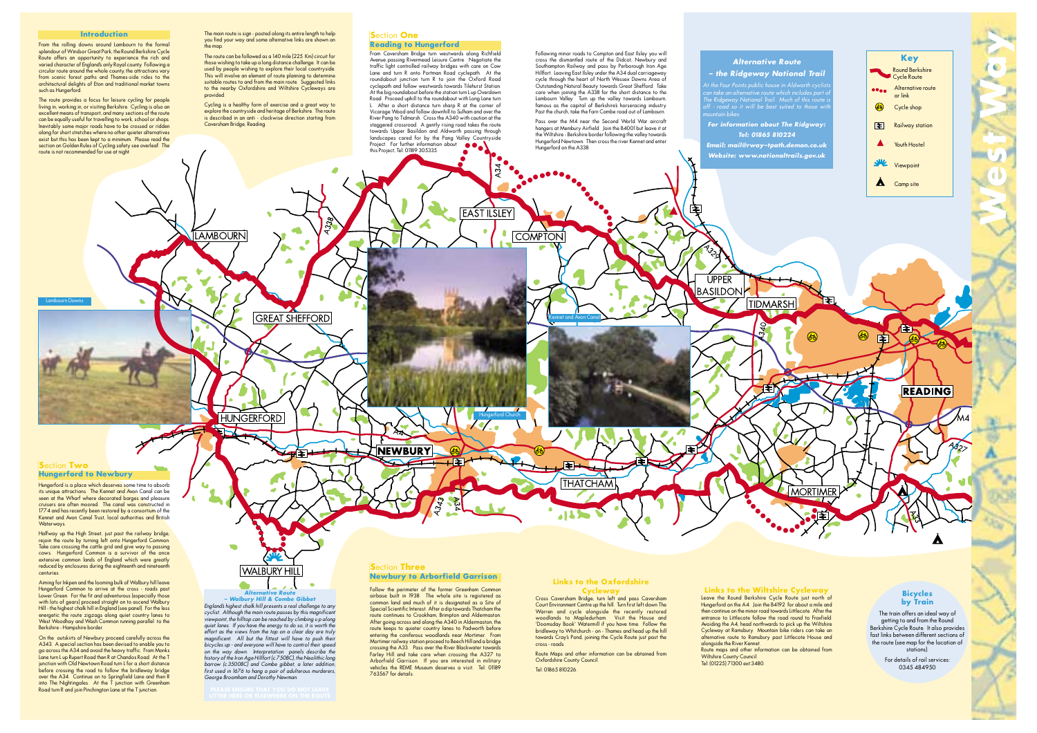# West Way

## Introduction

From the rolling downs around Lambourn to the formal splendour of Windsor Great Park, the Round Berkshire Cycle Route offers an opportunity to experience the rich and varied character of England's only Royal county. Following a circular route around the whole county, the attractions vary from scenic forest paths and Thames-side rides to the architectural delights of Eton and traditional market towns such as Hungerford.

The route provides a focus for leisure cycling for people living in, working in, or visiting Berkshire. Cycling is also an excellent means of transport, and many sections of the route can be equally useful for travelling to work, school or shops. Inevitably some major roads have to be crossed or ridden along for short stretches where no other quieter alternatives exist but this has been kept to a minimum. Please read the section on Golden Rules of Cycling safety see overleaf. The route is not recommended for use at night.

The main route is sign - posted along its entire length to help you find your way and some alternative links are shown on the map.

The route can be followed as a 140 mile (225 Km) circuit for those wishing to take up a long distance challenge. It can be used by people wishing to explore their local countryside. This will involve an element of route planning to determine suitable routes to and from the main route. Suggested links to the nearby Oxfordshire and Wiltshire Cycleways are provided.

Cycling is a healthy form of exercise and a great way to explore the countryside and heritage of Berkshire. The route is described in an anti - clockwise direction starting from Caversham Bridge, Reading.

## Section One
## Reading to Hungerford

From Caversham Bridge turn westwards along Richfield Avenue passing Rivermead Leisure Centre. Negotiate the traffic light controlled railway bridges with care on Cow Lane and turn R onto Portman Road cyclepath. At the roundabout junction turn R to join the Oxford Road cyclepath and follow westwards towards Tilehurst Station. At the big roundabout before the station turn L up Overdown Road. Proceed uphill to the roundabout with Long Lane turn L. After a short distance turn sharp R at the corner of Vicarage Wood and follow downhill to Sulham and over the River Pang to Tidmarsh. Cross the A340 with caution at the staggered crossroad. A gently rising road takes the route towards Upper Basildon and Aldworth passing through landscapes cared for by the Pang Valley Countryside Project. For further information about this Project, Tel: 01189 305335.

Following minor roads to Compton and East Ilsley you will cross the dismantled route of the Didcot, Newbury and Southampton Railway and pass by Perborough Iron Age Hillfort. Leaving East Ilsley under the A34 dual carriageway cycle through the heart of North Wessex Downs Area of Outstanding Natural Beauty towards Great Shefford. Take care when joining the A338 for the short distance to the Lambourn Valley. Turn up the valley towards Lambourn, famous as the capital of Berkshire's horseracing industry. Past the church, take the Farn Combe road out of Lambourn.

Pass over the M4 near the Second World War aircraft hangers at Membury Airfield. Join the B4001 but leave it at the Wiltshire - Berkshire border following the valley towards Hungerford Newtown. Then cross the river Kennet and enter Hungerford on the A338.

### Alternative Route – the Ridgeway National Trail

*At the Four Points public house in Aldworth cyclists can take an alternative route which includes part of The Ridgeway National Trail. Much of this route is off - road so it will be best suited to those with mountain bikes.*

**For information about The Ridgway:**
**Tel: 01865 810224**
**Email: mail@rway-tpath.demon.co.uk**
**Website: www.nationaltrails.gov.uk**

### Key

- Round Berkshire Cycle Route
- Alternative route or link
- Cycle shop
- Railway station
- Youth Hostel
- Viewpoint
- Camp site

LAMBOURN
EAST ILSLEY
COMPTON
UPPER BASILDON
TIDMARSH
READING
GREAT SHEFFORD
HUNGERFORD
NEWBURY
THATCHAM
MORTIMER
WALBURY HILL
A338
A34
A329
A340
M4
A327
A33
A4
A343
Lambourn Downs
Hungerford Church
Kennet and Avon Canal

## Section Two
## Hungerford to Newbury

Hungerford is a place which deserves some time to absorb its unique attractions. The Kennet and Avon Canal can be seen at the Wharf where decorated barges and pleasure cruisers are often moored. The canal was constructed in 1774 and has recently been restored by a consortium of the Kennet and Avon Canal Trust, local authorities and British Waterways.

Halfway up the High Street, just past the railway bridge, rejoin the route by turning left onto Hungerford Common. Take care crossing the cattle grid and give way to passing cows. Hungerford Common is a survivor of the once extensive common lands of England which were greatly reduced by enclosures during the eighteenth and nineteenth centuries.

Aiming for Inkpen and the looming bulk of Walbury hill leave Hungerford Common to arrive at the cross - roads past Lower Green. For the fit and adventurous (especially those with lots of gears) proceed straight on to ascend Walbury Hill - the highest chalk hill in England (see panel). For the less energetic the route zigzags along quiet country lanes to West Woodhay and Wash Common running parallel to the Berkshire - Hampshire border.

On the outskirts of Newbury proceed carefully across the A343. A special section has been devised to enable you to go across the A34 and avoid the heavy traffic. From Monks Lane turn L up Rupert Road then R at Chandos Road. At the T junction with Old Newtown Road turn L for a short distance before crossing the road to follow the bridleway bridge over the A34. Continue on to Springfield Lane and then R into The Nightingales. At the T junction with Greenham Road turn R and join Pinchington Lane at the T junction.

### Alternative Route – Walbury Hill & Combe Gibbet

*Englands highest chalk hill presents a real challenge to any cyclist. Although the main route passes by this magnificent viewpoint, the hilltop can be reached by climbing up along quiet lanes. If you have the energy to do so, it is worth the effort as the views from the top on a clear day are truly magnificent. All but the fittest will have to push their bicycles up - and everyone will have to control their speed on the way down. Interpretation panels describe the history of the Iron Age Hillfort (c.750BC), the Neolithic long barrow (c.3500BC) and Combe gibbet, a later addition, first used in 1676 to hang a pair of adulterous murderers, George Broomham and Dorothy Newman.*

PLEASE ENSURE THAT YOU DO NOT LEAVE LITTER HERE OR ELSEWHERE ON THE ROUTE

## Section Three
## Newbury to Arborfield Garrison

Follow the perimeter of the former Greenham Common airbase built in 1938. The whole site is registered as common land and much of it is designated as a Site of Special Scientific Interest. After a dip towards Thatcham the route continues to Crookham, Brimpton and Aldermaston. After going across and along the A340 in Aldermaston, the route keeps to quieter country lanes to Padworth before entering the coniferous woodlands near Mortimer. From Mortimer railway station proceed to Beech Hill and a bridge crossing the A33. Pass over the River Blackwater towards Farley Hill and take care when crossing the A327 to Arborfield Garrison. If you are interested in military vehicles the REME Museum deserves a visit. Tel: 01189 763567 for details.

## Links to the Oxfordshire Cycleway

Cross Caversham Bridge, turn left and pass Caversham Court Environment Centre up the hill. Turn first left down The Warren and cycle alongside the recently restored woodlands to Mapledurham. Visit the House and 'Doomsday Book' Watermill if you have time. Follow the bridleway to Whitchurch - on - Thames and head up the hill towards Cray's Pond, joining the Cycle Route just past the cross - roads.

Route Maps and other information can be obtained from Oxfordshire County Council.

Tel: 01865 810226

## Links to the Wiltshire Cycleway

Leave the Round Berkshire Cycle Route just north of Hungerford on the A4. Join the B4192 for about a mile and then continue on the minor road towards Littlecote. After the entrance to Littlecote follow the road round to Froxfield. Avoiding the A4, head northwards to pick up the Wiltshire Cycleway at Ramsbury. Mountain bike riders can take an alternative route to Ramsbury past Littlecote House and alongside the River Kennet.

Route maps and other information can be obtained from Wiltshire County Council.

Tel: (01225) 71300 ext:3480.

## Bicycles by Train

The train offers an ideal way of getting to and from the Round Berkshire Cycle Route. It also provides fast links between different sections of the route (see map for the location of stations).

For details of rail services: 0345 484950